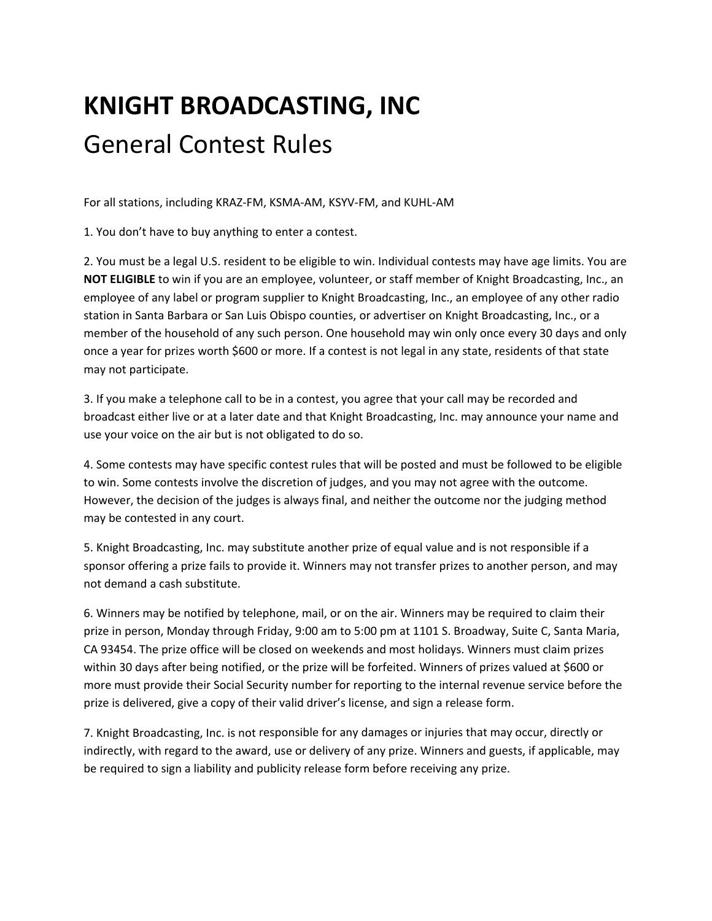# KNIGHT BROADCASTING, INC

## General Contest Rules

For all stations, including KRAZ-FM, KSMA-AM, KSYV-FM, and KUHL-AM

1. You don't have to buy anything to enter a contest.

2. You must be a legal U.S. resident to be eligible to win. Individual contests may have age limits. You are **NOT ELIGIBLE** to win if you are an employee, volunteer, or staff member of Knight Broadcasting, Inc., an employee of any label or program supplier to Knight Broadcasting, Inc., an employee of any other radio station in Santa Barbara or San Luis Obispo counties, or advertiser on Knight Broadcasting, Inc., or a member of the household of any such person. One household may win only once every 30 days and only once a year for prizes worth $600 or more. If a contest is not legal in any state, residents of that state may not participate.

3. If you make a telephone call to be in a contest, you agree that your call may be recorded and broadcast either live or at a later date and that Knight Broadcasting, Inc. may announce your name and use your voice on the air but is not obligated to do so.

4. Some contests may have specific contest rules that will be posted and must be followed to be eligible to win. Some contests involve the discretion of judges, and you may not agree with the outcome. However, the decision of the judges is always final, and neither the outcome nor the judging method may be contested in any court.

5. Knight Broadcasting, Inc. may substitute another prize of equal value and is not responsible if a sponsor offering a prize fails to provide it. Winners may not transfer prizes to another person, and may not demand a cash substitute.

6. Winners may be notified by telephone, mail, or on the air. Winners may be required to claim their prize in person, Monday through Friday, 9:00 am to 5:00 pm at 1101 S. Broadway, Suite C, Santa Maria, CA 93454. The prize office will be closed on weekends and most holidays. Winners must claim prizes within 30 days after being notified, or the prize will be forfeited. Winners of prizes valued at $600 or more must provide their Social Security number for reporting to the internal revenue service before the prize is delivered, give a copy of their valid driver's license, and sign a release form.

7. Knight Broadcasting, Inc. is not responsible for any damages or injuries that may occur, directly or indirectly, with regard to the award, use or delivery of any prize. Winners and guests, if applicable, may be required to sign a liability and publicity release form before receiving any prize.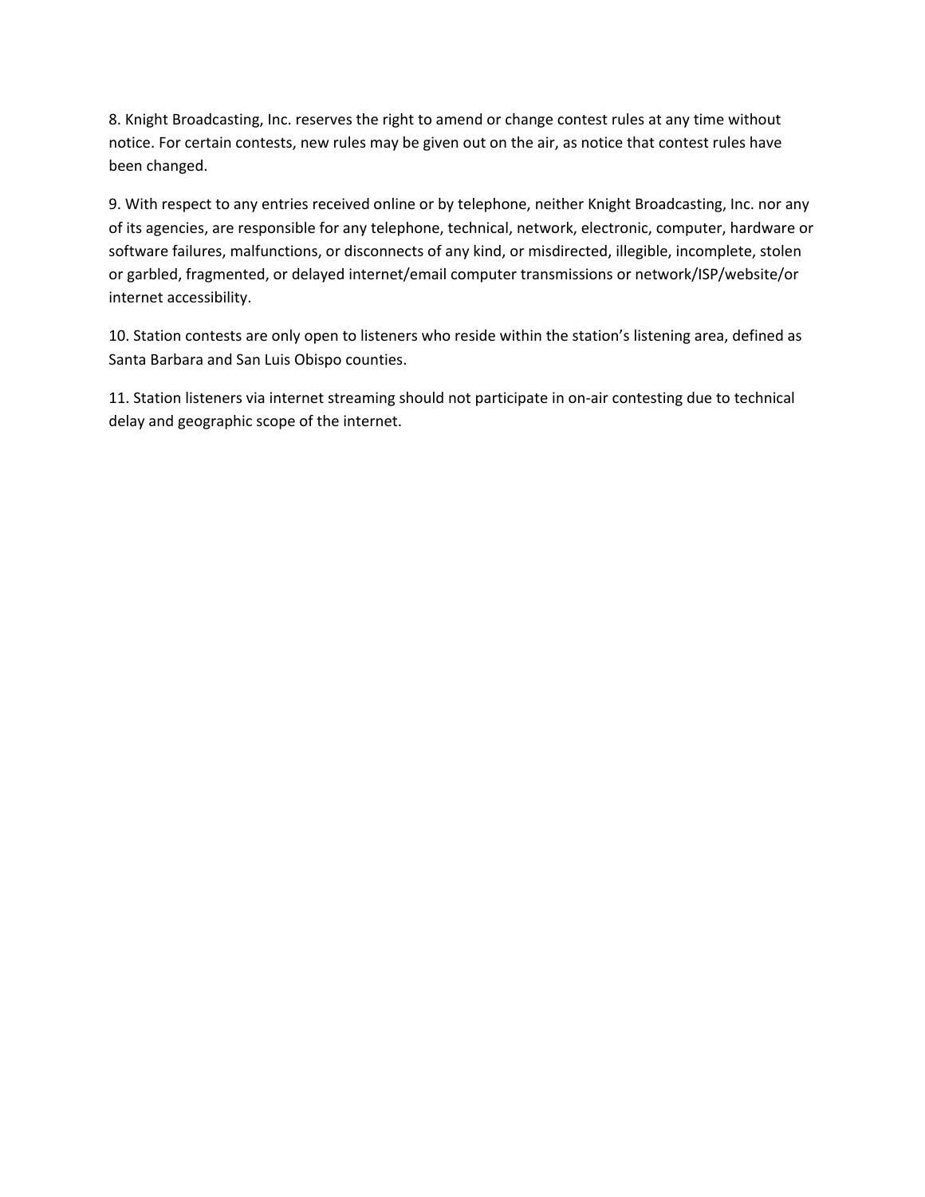8. Knight Broadcasting, Inc. reserves the right to amend or change contest rules at any time without notice. For certain contests, new rules may be given out on the air, as notice that contest rules have been changed.

9. With respect to any entries received online or by telephone, neither Knight Broadcasting, Inc. nor any of its agencies, are responsible for any telephone, technical, network, electronic, computer, hardware or software failures, malfunctions, or disconnects of any kind, or misdirected, illegible, incomplete, stolen or garbled, fragmented, or delayed internet/email computer transmissions or network/ISP/website/or internet accessibility.

10. Station contests are only open to listeners who reside within the station's listening area, defined as Santa Barbara and San Luis Obispo counties.

11. Station listeners via internet streaming should not participate in on-air contesting due to technical delay and geographic scope of the internet.